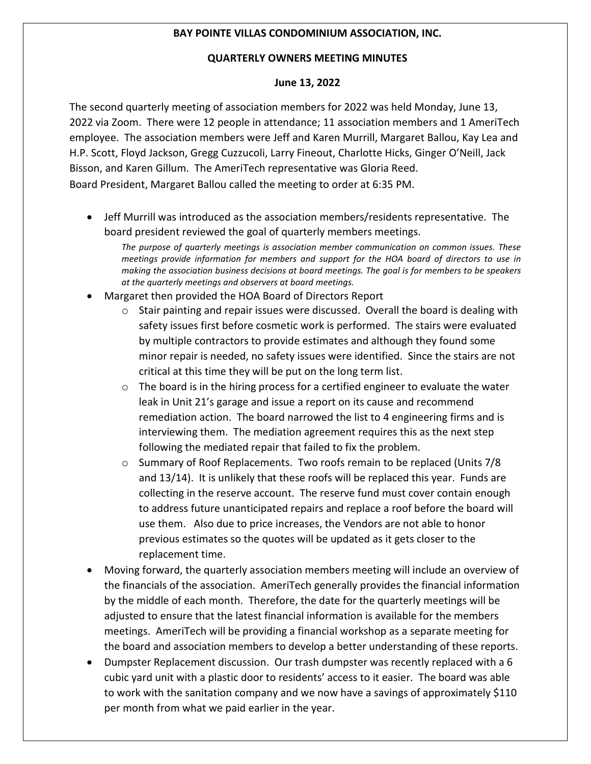**BAY POINTE VILLAS CONDOMINIUM ASSOCIATION, INC.**

**QUARTERLY OWNERS MEETING MINUTES**

**June 13, 2022**

The second quarterly meeting of association members for 2022 was held Monday, June 13, 2022 via Zoom. There were 12 people in attendance; 11 association members and 1 AmeriTech employee. The association members were Jeff and Karen Murrill, Margaret Ballou, Kay Lea and H.P. Scott, Floyd Jackson, Gregg Cuzzucoli, Larry Fineout, Charlotte Hicks, Ginger O'Neill, Jack Bisson, and Karen Gillum. The AmeriTech representative was Gloria Reed.
Board President, Margaret Ballou called the meeting to order at 6:35 PM.

- Jeff Murrill was introduced as the association members/residents representative. The board president reviewed the goal of quarterly members meetings.

  *The purpose of quarterly meetings is association member communication on common issues. These meetings provide information for members and support for the HOA board of directors to use in making the association business decisions at board meetings. The goal is for members to be speakers at the quarterly meetings and observers at board meetings.*

- Margaret then provided the HOA Board of Directors Report
  - Stair painting and repair issues were discussed. Overall the board is dealing with safety issues first before cosmetic work is performed. The stairs were evaluated by multiple contractors to provide estimates and although they found some minor repair is needed, no safety issues were identified. Since the stairs are not critical at this time they will be put on the long term list.
  - The board is in the hiring process for a certified engineer to evaluate the water leak in Unit 21's garage and issue a report on its cause and recommend remediation action. The board narrowed the list to 4 engineering firms and is interviewing them. The mediation agreement requires this as the next step following the mediated repair that failed to fix the problem.
  - Summary of Roof Replacements. Two roofs remain to be replaced (Units 7/8 and 13/14). It is unlikely that these roofs will be replaced this year. Funds are collecting in the reserve account. The reserve fund must cover contain enough to address future unanticipated repairs and replace a roof before the board will use them. Also due to price increases, the Vendors are not able to honor previous estimates so the quotes will be updated as it gets closer to the replacement time.
- Moving forward, the quarterly association members meeting will include an overview of the financials of the association. AmeriTech generally provides the financial information by the middle of each month. Therefore, the date for the quarterly meetings will be adjusted to ensure that the latest financial information is available for the members meetings. AmeriTech will be providing a financial workshop as a separate meeting for the board and association members to develop a better understanding of these reports.
- Dumpster Replacement discussion. Our trash dumpster was recently replaced with a 6 cubic yard unit with a plastic door to residents' access to it easier. The board was able to work with the sanitation company and we now have a savings of approximately $110 per month from what we paid earlier in the year.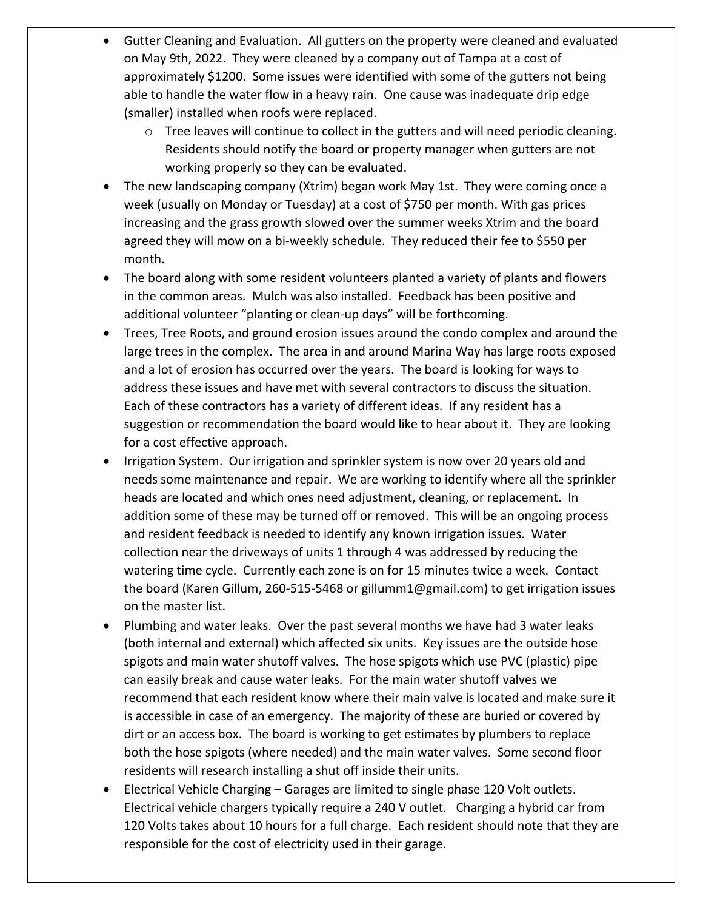- Gutter Cleaning and Evaluation. All gutters on the property were cleaned and evaluated on May 9th, 2022. They were cleaned by a company out of Tampa at a cost of approximately $1200. Some issues were identified with some of the gutters not being able to handle the water flow in a heavy rain. One cause was inadequate drip edge (smaller) installed when roofs were replaced.
  - Tree leaves will continue to collect in the gutters and will need periodic cleaning. Residents should notify the board or property manager when gutters are not working properly so they can be evaluated.
- The new landscaping company (Xtrim) began work May 1st. They were coming once a week (usually on Monday or Tuesday) at a cost of $750 per month. With gas prices increasing and the grass growth slowed over the summer weeks Xtrim and the board agreed they will mow on a bi-weekly schedule. They reduced their fee to $550 per month.
- The board along with some resident volunteers planted a variety of plants and flowers in the common areas. Mulch was also installed. Feedback has been positive and additional volunteer "planting or clean-up days" will be forthcoming.
- Trees, Tree Roots, and ground erosion issues around the condo complex and around the large trees in the complex. The area in and around Marina Way has large roots exposed and a lot of erosion has occurred over the years. The board is looking for ways to address these issues and have met with several contractors to discuss the situation. Each of these contractors has a variety of different ideas. If any resident has a suggestion or recommendation the board would like to hear about it. They are looking for a cost effective approach.
- Irrigation System. Our irrigation and sprinkler system is now over 20 years old and needs some maintenance and repair. We are working to identify where all the sprinkler heads are located and which ones need adjustment, cleaning, or replacement. In addition some of these may be turned off or removed. This will be an ongoing process and resident feedback is needed to identify any known irrigation issues. Water collection near the driveways of units 1 through 4 was addressed by reducing the watering time cycle. Currently each zone is on for 15 minutes twice a week. Contact the board (Karen Gillum, 260-515-5468 or gillumm1@gmail.com) to get irrigation issues on the master list.
- Plumbing and water leaks. Over the past several months we have had 3 water leaks (both internal and external) which affected six units. Key issues are the outside hose spigots and main water shutoff valves. The hose spigots which use PVC (plastic) pipe can easily break and cause water leaks. For the main water shutoff valves we recommend that each resident know where their main valve is located and make sure it is accessible in case of an emergency. The majority of these are buried or covered by dirt or an access box. The board is working to get estimates by plumbers to replace both the hose spigots (where needed) and the main water valves. Some second floor residents will research installing a shut off inside their units.
- Electrical Vehicle Charging – Garages are limited to single phase 120 Volt outlets. Electrical vehicle chargers typically require a 240 V outlet. Charging a hybrid car from 120 Volts takes about 10 hours for a full charge. Each resident should note that they are responsible for the cost of electricity used in their garage.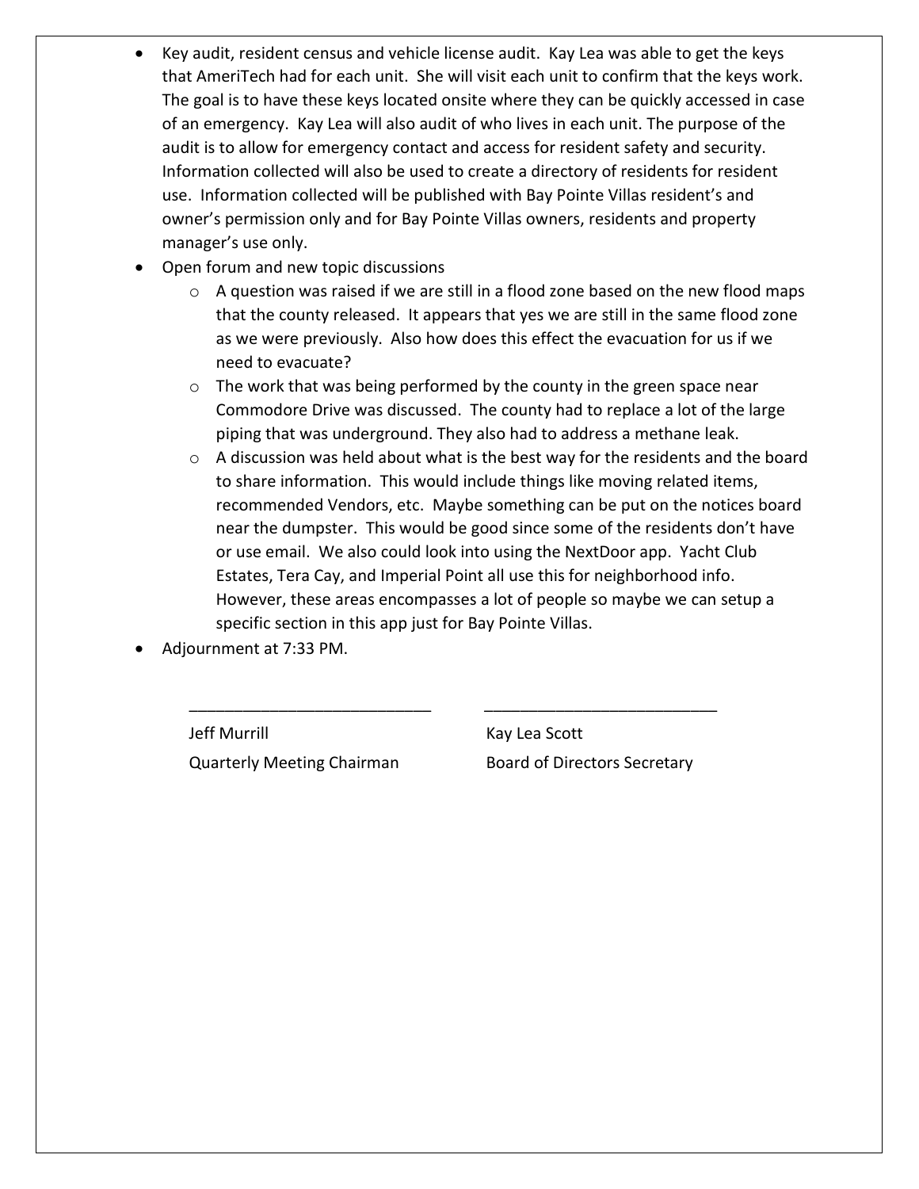- Key audit, resident census and vehicle license audit. Kay Lea was able to get the keys that AmeriTech had for each unit. She will visit each unit to confirm that the keys work. The goal is to have these keys located onsite where they can be quickly accessed in case of an emergency. Kay Lea will also audit of who lives in each unit. The purpose of the audit is to allow for emergency contact and access for resident safety and security. Information collected will also be used to create a directory of residents for resident use. Information collected will be published with Bay Pointe Villas resident's and owner's permission only and for Bay Pointe Villas owners, residents and property manager's use only.
- Open forum and new topic discussions
  - A question was raised if we are still in a flood zone based on the new flood maps that the county released. It appears that yes we are still in the same flood zone as we were previously. Also how does this effect the evacuation for us if we need to evacuate?
  - The work that was being performed by the county in the green space near Commodore Drive was discussed. The county had to replace a lot of the large piping that was underground. They also had to address a methane leak.
  - A discussion was held about what is the best way for the residents and the board to share information. This would include things like moving related items, recommended Vendors, etc. Maybe something can be put on the notices board near the dumpster. This would be good since some of the residents don't have or use email. We also could look into using the NextDoor app. Yacht Club Estates, Tera Cay, and Imperial Point all use this for neighborhood info. However, these areas encompasses a lot of people so maybe we can setup a specific section in this app just for Bay Pointe Villas.
- Adjournment at 7:33 PM.

\_\_\_\_\_\_\_\_\_\_\_\_\_\_\_\_\_\_\_\_\_\_\_\_\_\_\_\_ \_\_\_\_\_\_\_\_\_\_\_\_\_\_\_\_\_\_\_\_\_\_\_\_\_\_\_

Jeff Murrill
Quarterly Meeting Chairman

Kay Lea Scott
Board of Directors Secretary